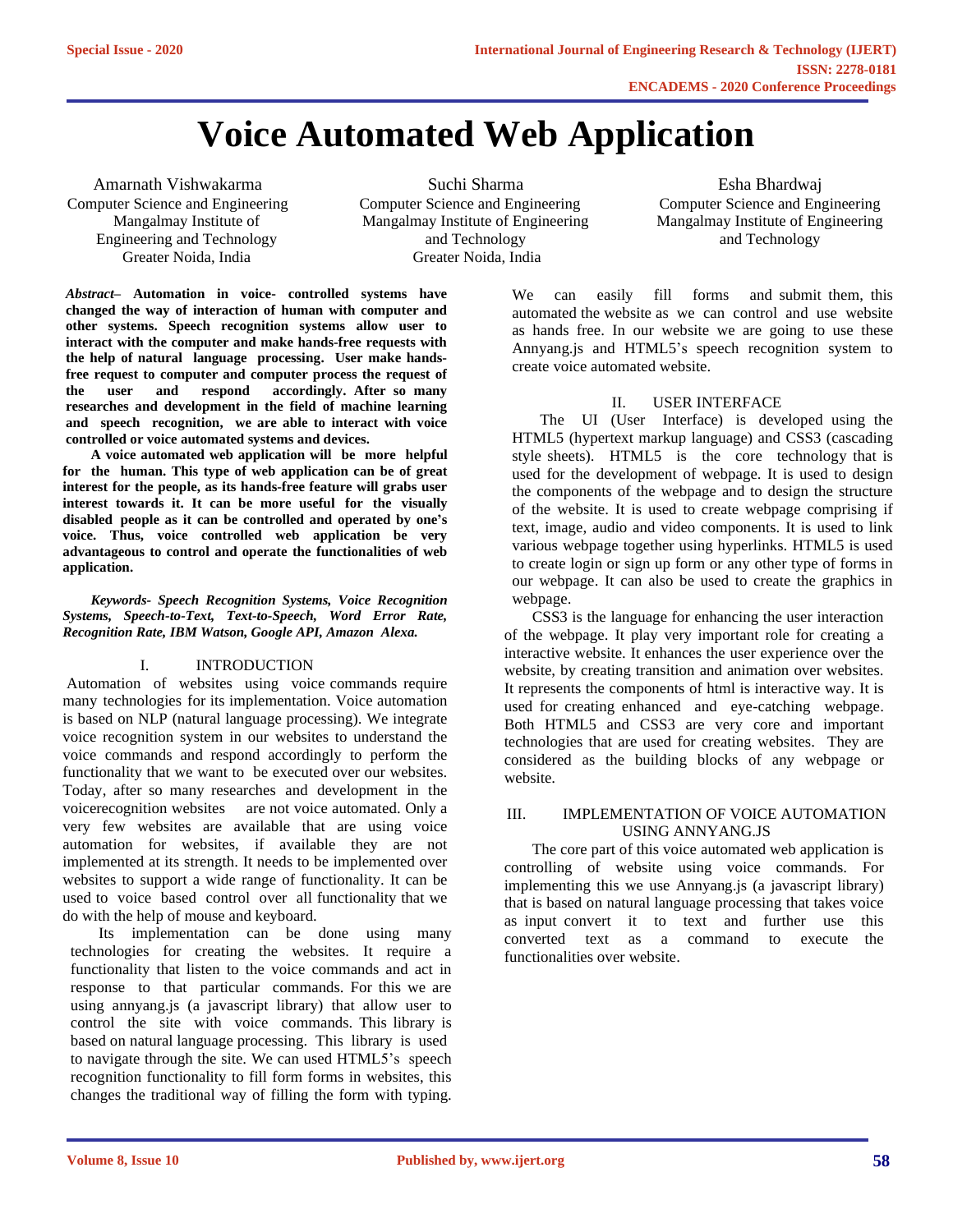# Voice Automated Web Application

Amarnath Vishwakarma
Computer Science and Engineering
Mangalmay Institute of Engineering and Technology
Greater Noida, India

Suchi Sharma
Computer Science and Engineering
Mangalmay Institute of Engineering and Technology
Greater Noida, India

Esha Bhardwaj
Computer Science and Engineering
Mangalmay Institute of Engineering and Technology

***Abstract*– Automation in voice- controlled systems have changed the way of interaction of human with computer and other systems. Speech recognition systems allow user to interact with the computer and make hands-free requests with the help of natural language processing. User make hands-free request to computer and computer process the request of the user and respond accordingly. After so many researches and development in the field of machine learning and speech recognition, we are able to interact with voice controlled or voice automated systems and devices.**

**A voice automated web application will be more helpful for the human. This type of web application can be of great interest for the people, as its hands-free feature will grabs user interest towards it. It can be more useful for the visually disabled people as it can be controlled and operated by one's voice. Thus, voice controlled web application be very advantageous to control and operate the functionalities of web application.**

***Keywords- Speech Recognition Systems, Voice Recognition Systems, Speech-to-Text, Text-to-Speech, Word Error Rate, Recognition Rate, IBM Watson, Google API, Amazon Alexa.***

## I. INTRODUCTION

Automation of websites using voice commands require many technologies for its implementation. Voice automation is based on NLP (natural language processing). We integrate voice recognition system in our websites to understand the voice commands and respond accordingly to perform the functionality that we want to be executed over our websites. Today, after so many researches and development in the voicerecognition websites are not voice automated. Only a very few websites are available that are using voice automation for websites, if available they are not implemented at its strength. It needs to be implemented over websites to support a wide range of functionality. It can be used to voice based control over all functionality that we do with the help of mouse and keyboard.

Its implementation can be done using many technologies for creating the websites. It require a functionality that listen to the voice commands and act in response to that particular commands. For this we are using annyang.js (a javascript library) that allow user to control the site with voice commands. This library is based on natural language processing. This library is used to navigate through the site. We can used HTML5's speech recognition functionality to fill form forms in websites, this changes the traditional way of filling the form with typing. We can easily fill forms and submit them, this automated the website as we can control and use website as hands free. In our website we are going to use these Annyang.js and HTML5's speech recognition system to create voice automated website.

## II. USER INTERFACE

The UI (User Interface) is developed using the HTML5 (hypertext markup language) and CSS3 (cascading style sheets). HTML5 is the core technology that is used for the development of webpage. It is used to design the components of the webpage and to design the structure of the website. It is used to create webpage comprising if text, image, audio and video components. It is used to link various webpage together using hyperlinks. HTML5 is used to create login or sign up form or any other type of forms in our webpage. It can also be used to create the graphics in webpage.

CSS3 is the language for enhancing the user interaction of the webpage. It play very important role for creating a interactive website. It enhances the user experience over the website, by creating transition and animation over websites. It represents the components of html is interactive way. It is used for creating enhanced and eye-catching webpage. Both HTML5 and CSS3 are very core and important technologies that are used for creating websites. They are considered as the building blocks of any webpage or website.

## III. IMPLEMENTATION OF VOICE AUTOMATION USING ANNYANG.JS

The core part of this voice automated web application is controlling of website using voice commands. For implementing this we use Annyang.js (a javascript library) that is based on natural language processing that takes voice as input convert it to text and further use this converted text as a command to execute the functionalities over website.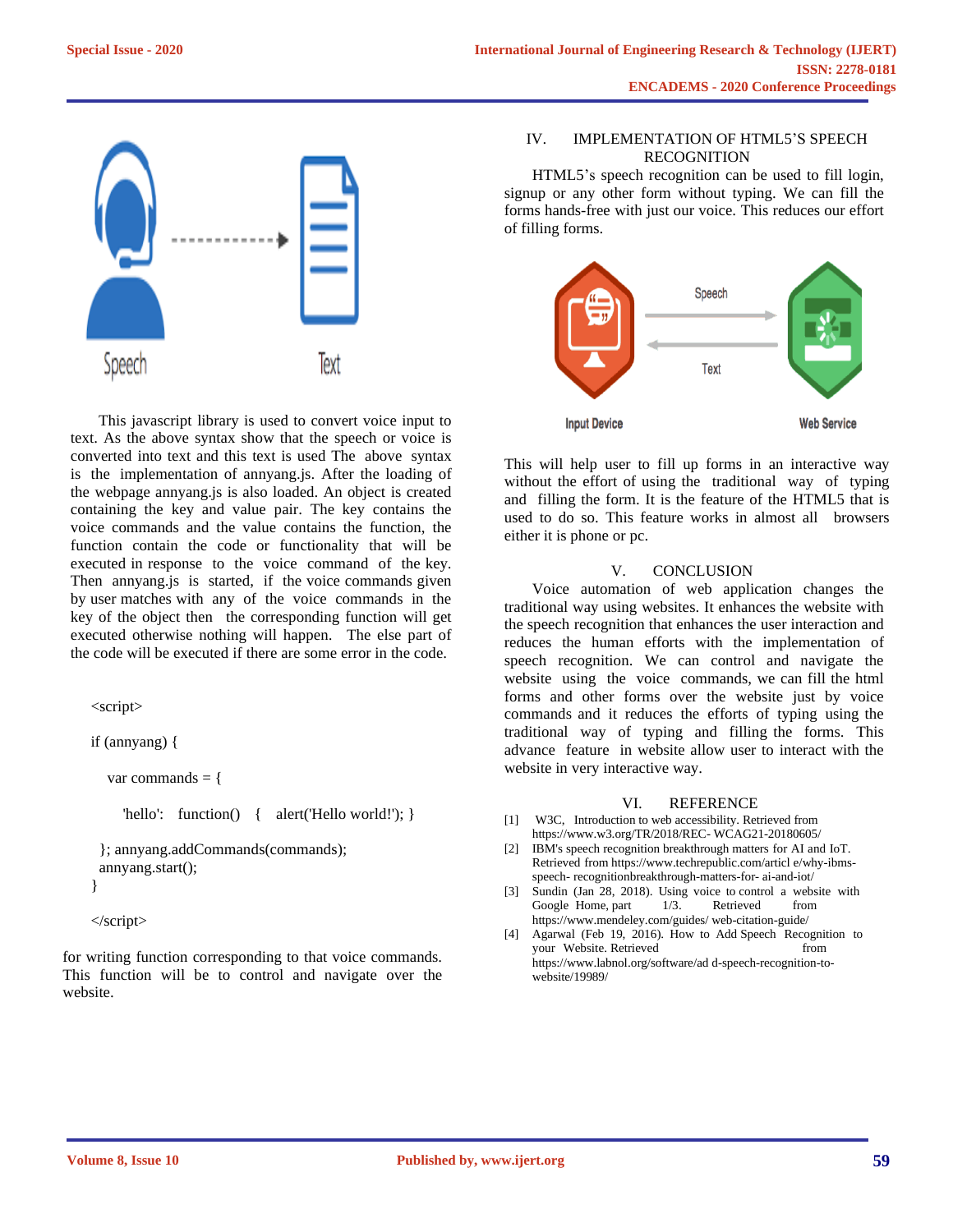Speech

Text

This javascript library is used to convert voice input to text. As the above syntax show that the speech or voice is converted into text and this text is used The above syntax is the implementation of annyang.js. After the loading of the webpage annyang.js is also loaded. An object is created containing the key and value pair. The key contains the voice commands and the value contains the function, the function contain the code or functionality that will be executed in response to the voice command of the key. Then annyang.js is started, if the voice commands given by user matches with any of the voice commands in the key of the object then the corresponding function will get executed otherwise nothing will happen. The else part of the code will be executed if there are some error in the code.

```
<script>

if (annyang) {

   var commands = {

      'hello':  function()  {  alert('Hello world!'); }

  }; annyang.addCommands(commands);
  annyang.start();
}

</script>
```

for writing function corresponding to that voice commands. This function will be to control and navigate over the website.

## IV. IMPLEMENTATION OF HTML5'S SPEECH RECOGNITION

HTML5's speech recognition can be used to fill login, signup or any other form without typing. We can fill the forms hands-free with just our voice. This reduces our effort of filling forms.

Speech

Text

Input Device

Web Service

This will help user to fill up forms in an interactive way without the effort of using the traditional way of typing and filling the form. It is the feature of the HTML5 that is used to do so. This feature works in almost all browsers either it is phone or pc.

## V. CONCLUSION

Voice automation of web application changes the traditional way using websites. It enhances the website with the speech recognition that enhances the user interaction and reduces the human efforts with the implementation of speech recognition. We can control and navigate the website using the voice commands, we can fill the html forms and other forms over the website just by voice commands and it reduces the efforts of typing using the traditional way of typing and filling the forms. This advance feature in website allow user to interact with the website in very interactive way.

## VI. REFERENCE

[1] W3C, Introduction to web accessibility. Retrieved from https://www.w3.org/TR/2018/REC- WCAG21-20180605/

[2] IBM's speech recognition breakthrough matters for AI and IoT. Retrieved from https://www.techrepublic.com/articl e/why-ibms-speech- recognitionbreakthrough-matters-for- ai-and-iot/

[3] Sundin (Jan 28, 2018). Using voice to control a website with Google Home, part 1/3. Retrieved from https://www.mendeley.com/guides/ web-citation-guide/

[4] Agarwal (Feb 19, 2016). How to Add Speech Recognition to your Website. Retrieved from https://www.labnol.org/software/ad d-speech-recognition-to-website/19989/